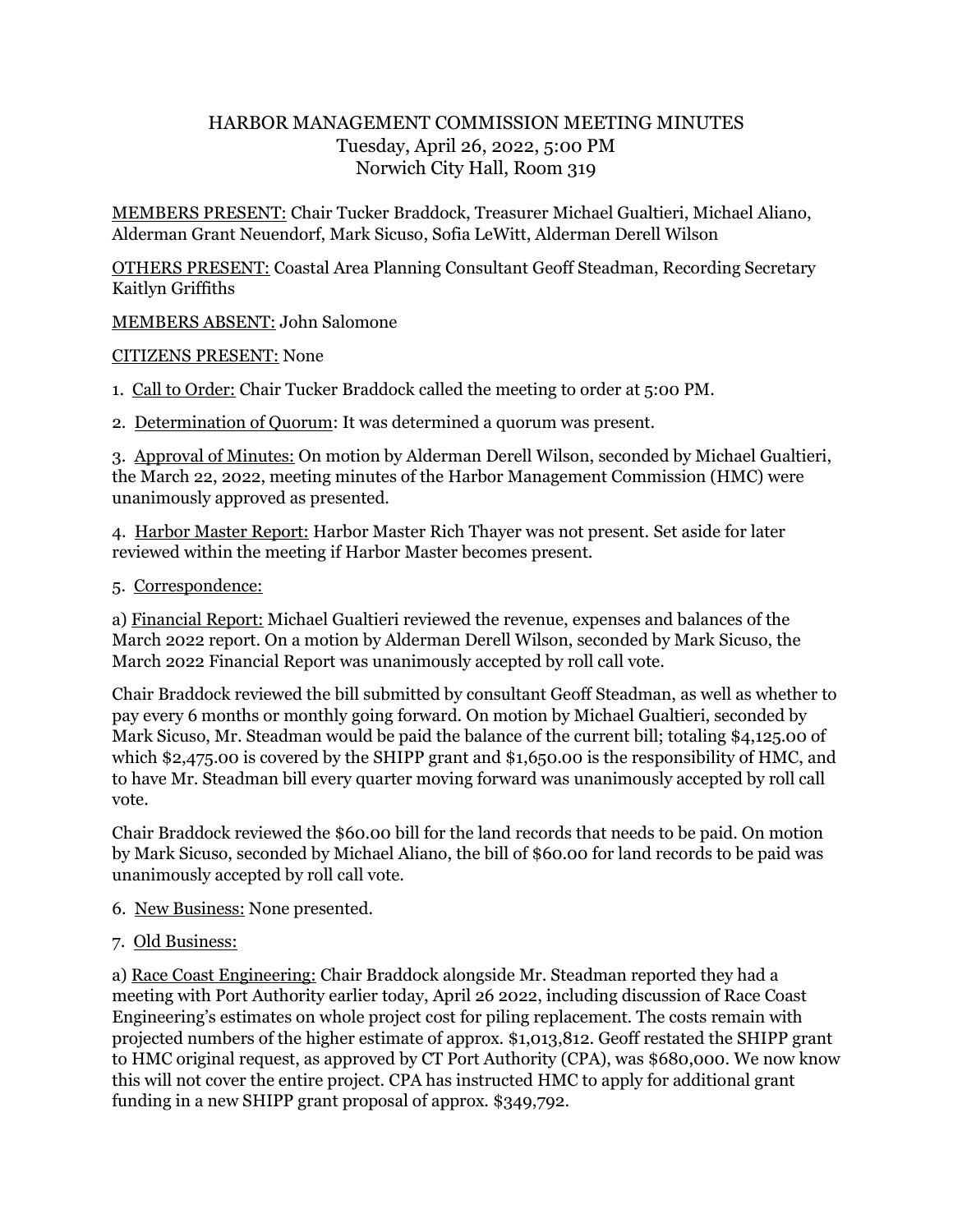# HARBOR MANAGEMENT COMMISSION MEETING MINUTES
Tuesday, April 26, 2022, 5:00 PM
Norwich City Hall, Room 319

<u>MEMBERS PRESENT:</u> Chair Tucker Braddock, Treasurer Michael Gualtieri, Michael Aliano, Alderman Grant Neuendorf, Mark Sicuso, Sofia LeWitt, Alderman Derell Wilson

<u>OTHERS PRESENT:</u> Coastal Area Planning Consultant Geoff Steadman, Recording Secretary Kaitlyn Griffiths

<u>MEMBERS ABSENT:</u> John Salomone

<u>CITIZENS PRESENT:</u> None

1. <u>Call to Order:</u> Chair Tucker Braddock called the meeting to order at 5:00 PM.

2. <u>Determination of Quorum</u>: It was determined a quorum was present.

3. <u>Approval of Minutes:</u> On motion by Alderman Derell Wilson, seconded by Michael Gualtieri, the March 22, 2022, meeting minutes of the Harbor Management Commission (HMC) were unanimously approved as presented.

4. <u>Harbor Master Report:</u> Harbor Master Rich Thayer was not present. Set aside for later reviewed within the meeting if Harbor Master becomes present.

5. <u>Correspondence:</u>

a) <u>Financial Report:</u> Michael Gualtieri reviewed the revenue, expenses and balances of the March 2022 report. On a motion by Alderman Derell Wilson, seconded by Mark Sicuso, the March 2022 Financial Report was unanimously accepted by roll call vote.

Chair Braddock reviewed the bill submitted by consultant Geoff Steadman, as well as whether to pay every 6 months or monthly going forward. On motion by Michael Gualtieri, seconded by Mark Sicuso, Mr. Steadman would be paid the balance of the current bill; totaling $4,125.00 of which $2,475.00 is covered by the SHIPP grant and $1,650.00 is the responsibility of HMC, and to have Mr. Steadman bill every quarter moving forward was unanimously accepted by roll call vote.

Chair Braddock reviewed the $60.00 bill for the land records that needs to be paid. On motion by Mark Sicuso, seconded by Michael Aliano, the bill of $60.00 for land records to be paid was unanimously accepted by roll call vote.

6. <u>New Business:</u> None presented.

7. <u>Old Business:</u>

a) <u>Race Coast Engineering:</u> Chair Braddock alongside Mr. Steadman reported they had a meeting with Port Authority earlier today, April 26 2022, including discussion of Race Coast Engineering's estimates on whole project cost for piling replacement. The costs remain with projected numbers of the higher estimate of approx. $1,013,812. Geoff restated the SHIPP grant to HMC original request, as approved by CT Port Authority (CPA), was $680,000. We now know this will not cover the entire project. CPA has instructed HMC to apply for additional grant funding in a new SHIPP grant proposal of approx. $349,792.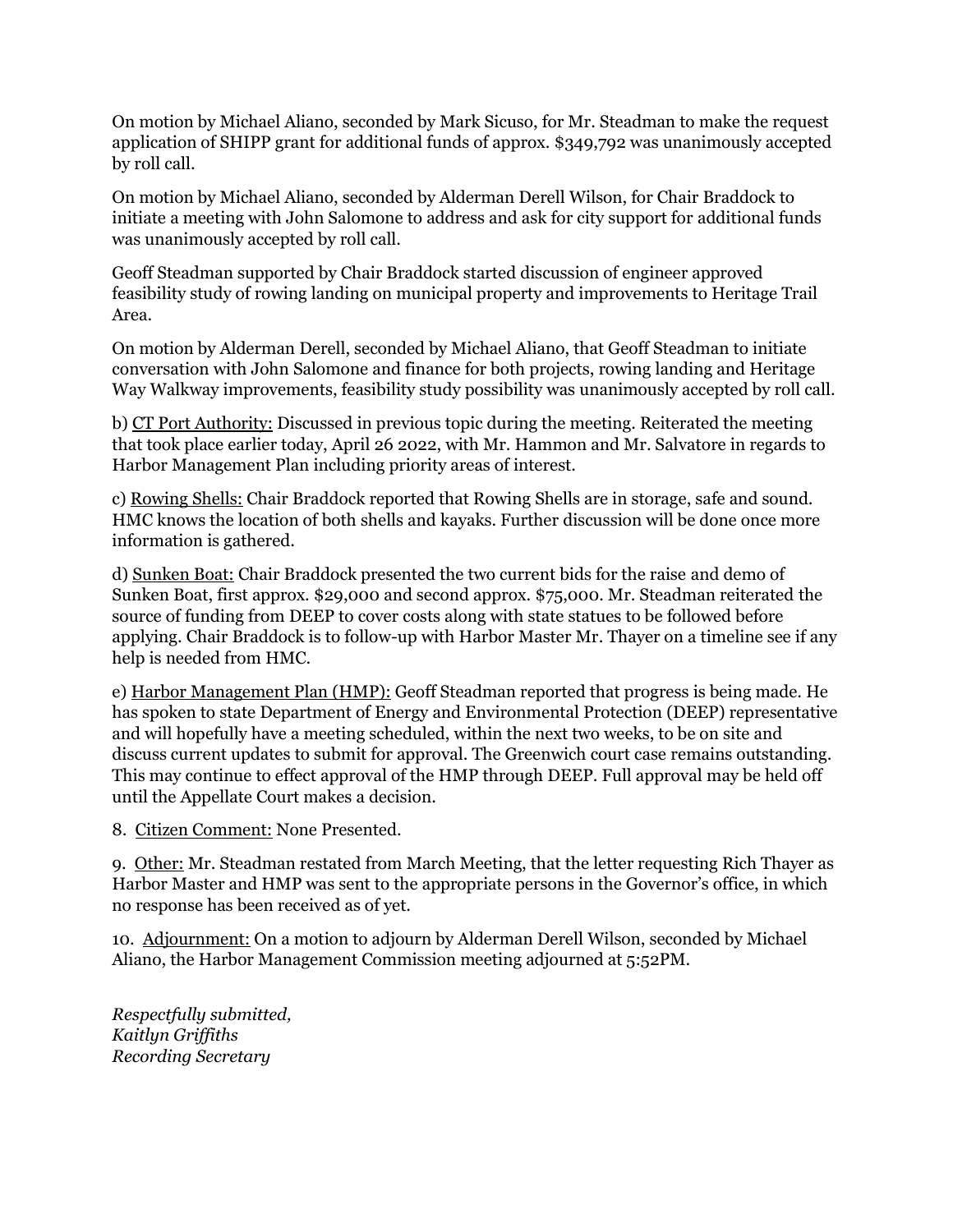On motion by Michael Aliano, seconded by Mark Sicuso, for Mr. Steadman to make the request application of SHIPP grant for additional funds of approx. $349,792 was unanimously accepted by roll call.

On motion by Michael Aliano, seconded by Alderman Derell Wilson, for Chair Braddock to initiate a meeting with John Salomone to address and ask for city support for additional funds was unanimously accepted by roll call.

Geoff Steadman supported by Chair Braddock started discussion of engineer approved feasibility study of rowing landing on municipal property and improvements to Heritage Trail Area.

On motion by Alderman Derell, seconded by Michael Aliano, that Geoff Steadman to initiate conversation with John Salomone and finance for both projects, rowing landing and Heritage Way Walkway improvements, feasibility study possibility was unanimously accepted by roll call.

b) <u>CT Port Authority:</u> Discussed in previous topic during the meeting. Reiterated the meeting that took place earlier today, April 26 2022, with Mr. Hammon and Mr. Salvatore in regards to Harbor Management Plan including priority areas of interest.

c) <u>Rowing Shells:</u> Chair Braddock reported that Rowing Shells are in storage, safe and sound. HMC knows the location of both shells and kayaks. Further discussion will be done once more information is gathered.

d) <u>Sunken Boat:</u> Chair Braddock presented the two current bids for the raise and demo of Sunken Boat, first approx. $29,000 and second approx. $75,000. Mr. Steadman reiterated the source of funding from DEEP to cover costs along with state statues to be followed before applying. Chair Braddock is to follow-up with Harbor Master Mr. Thayer on a timeline see if any help is needed from HMC.

e) <u>Harbor Management Plan (HMP):</u> Geoff Steadman reported that progress is being made. He has spoken to state Department of Energy and Environmental Protection (DEEP) representative and will hopefully have a meeting scheduled, within the next two weeks, to be on site and discuss current updates to submit for approval. The Greenwich court case remains outstanding. This may continue to effect approval of the HMP through DEEP. Full approval may be held off until the Appellate Court makes a decision.

8. <u>Citizen Comment:</u> None Presented.

9. <u>Other:</u> Mr. Steadman restated from March Meeting, that the letter requesting Rich Thayer as Harbor Master and HMP was sent to the appropriate persons in the Governor's office, in which no response has been received as of yet.

10. <u>Adjournment:</u> On a motion to adjourn by Alderman Derell Wilson, seconded by Michael Aliano, the Harbor Management Commission meeting adjourned at 5:52PM.

*Respectfully submitted,*
*Kaitlyn Griffiths*
*Recording Secretary*